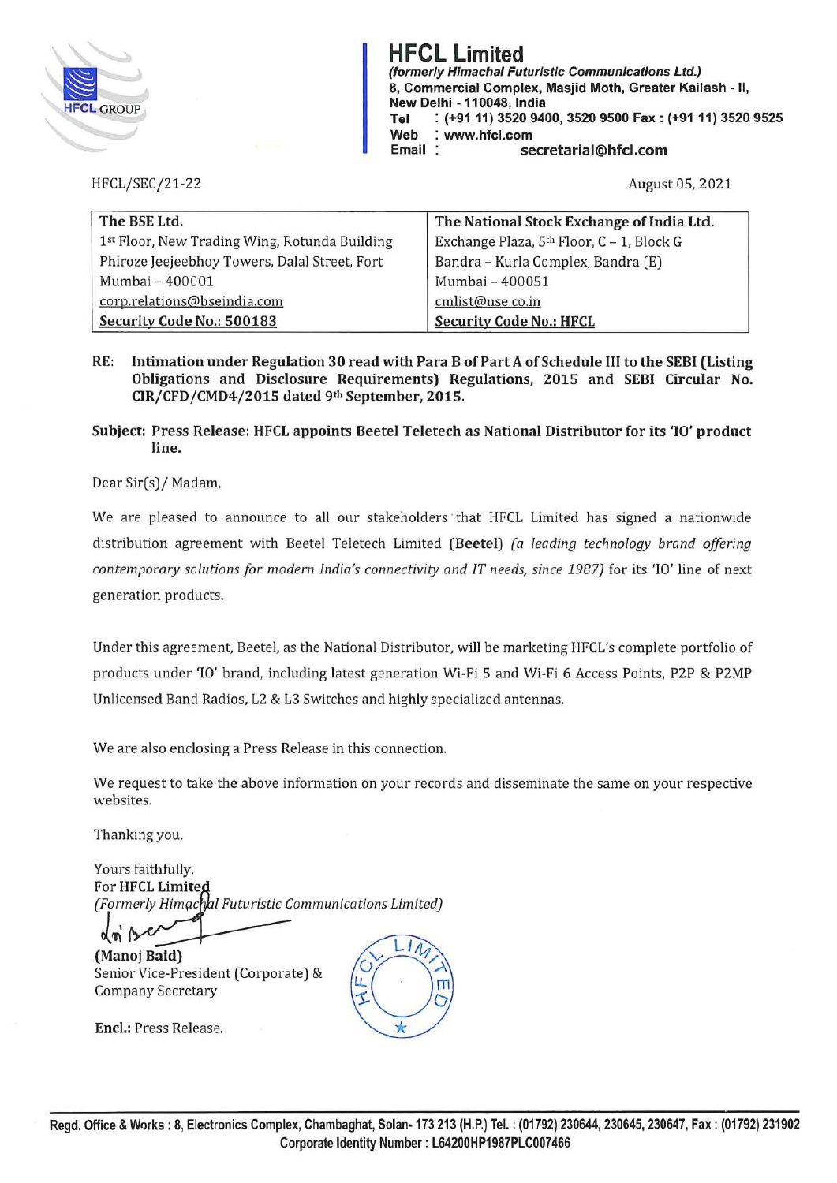# HFCL Limited

*(formerly Himachal Futuristic Communications Ltd.)*
**8, Commercial Complex, Masjid Moth, Greater Kailash - II, New Delhi - 110048, India**
**Tel : (+91 11) 3520 9400, 3520 9500 Fax : (+91 11) 3520 9525**
**Web : www.hfcl.com**
**Email : secretarial@hfcl.com**

HFCL/SEC/21-22

August 05, 2021

| The BSE Ltd. | The National Stock Exchange of India Ltd. |
|---|---|
| 1st Floor, New Trading Wing, Rotunda Building | Exchange Plaza, 5th Floor, C – 1, Block G |
| Phiroze Jeejeebhoy Towers, Dalal Street, Fort | Bandra – Kurla Complex, Bandra (E) |
| Mumbai – 400001 | Mumbai – 400051 |
| corp.relations@bseindia.com | cmlist@nse.co.in |
| **Security Code No.: 500183** | **Security Code No.: HFCL** |

RE: **Intimation under Regulation 30 read with Para B of Part A of Schedule III to the SEBI (Listing Obligations and Disclosure Requirements) Regulations, 2015 and SEBI Circular No. CIR/CFD/CMD4/2015 dated 9th September, 2015.**

**Subject: Press Release: HFCL appoints Beetel Teletech as National Distributor for its 'IO' product line.**

Dear Sir(s)/ Madam,

We are pleased to announce to all our stakeholders that HFCL Limited has signed a nationwide distribution agreement with Beetel Teletech Limited **(Beetel)** *(a leading technology brand offering contemporary solutions for modern India's connectivity and IT needs, since 1987)* for its 'IO' line of next generation products.

Under this agreement, Beetel, as the National Distributor, will be marketing HFCL's complete portfolio of products under 'IO' brand, including latest generation Wi-Fi 5 and Wi-Fi 6 Access Points, P2P & P2MP Unlicensed Band Radios, L2 & L3 Switches and highly specialized antennas.

We are also enclosing a Press Release in this connection.

We request to take the above information on your records and disseminate the same on your respective websites.

Thanking you.

Yours faithfully,
For **HFCL Limited**
*(Formerly Himachal Futuristic Communications Limited)*

**(Manoj Baid)**
Senior Vice-President (Corporate) &
Company Secretary

**Encl.:** Press Release.

**Regd. Office & Works : 8, Electronics Complex, Chambaghat, Solan- 173 213 (H.P.) Tel. : (01792) 230644, 230645, 230647, Fax : (01792) 231902**
**Corporate Identity Number : L64200HP1987PLC007466**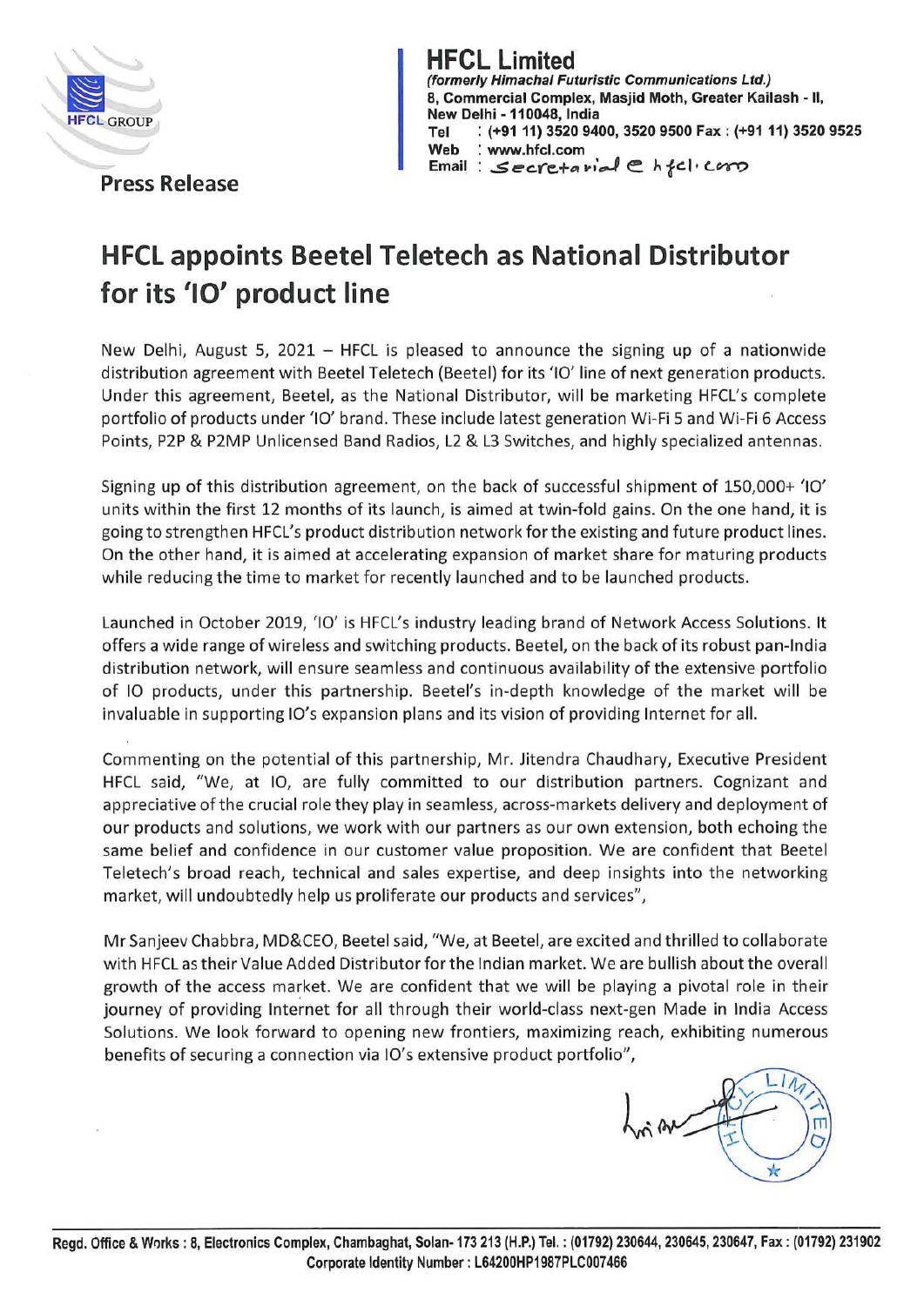**HFCL Limited**
*(formerly Himachal Futuristic Communications Ltd.)*
8, Commercial Complex, Masjid Moth, Greater Kailash - II,
New Delhi - 110048, India
Tel : (+91 11) 3520 9400, 3520 9500 Fax : (+91 11) 3520 9525
Web : www.hfcl.com
Email : secretarial@hfcl.com

**Press Release**

# HFCL appoints Beetel Teletech as National Distributor for its 'IO' product line

New Delhi, August 5, 2021 – HFCL is pleased to announce the signing up of a nationwide distribution agreement with Beetel Teletech (Beetel) for its 'IO' line of next generation products. Under this agreement, Beetel, as the National Distributor, will be marketing HFCL's complete portfolio of products under 'IO' brand. These include latest generation Wi-Fi 5 and Wi-Fi 6 Access Points, P2P & P2MP Unlicensed Band Radios, L2 & L3 Switches, and highly specialized antennas.

Signing up of this distribution agreement, on the back of successful shipment of 150,000+ 'IO' units within the first 12 months of its launch, is aimed at twin-fold gains. On the one hand, it is going to strengthen HFCL's product distribution network for the existing and future product lines. On the other hand, it is aimed at accelerating expansion of market share for maturing products while reducing the time to market for recently launched and to be launched products.

Launched in October 2019, 'IO' is HFCL's industry leading brand of Network Access Solutions. It offers a wide range of wireless and switching products. Beetel, on the back of its robust pan-India distribution network, will ensure seamless and continuous availability of the extensive portfolio of IO products, under this partnership. Beetel's in-depth knowledge of the market will be invaluable in supporting IO's expansion plans and its vision of providing Internet for all.

Commenting on the potential of this partnership, Mr. Jitendra Chaudhary, Executive President HFCL said, "We, at IO, are fully committed to our distribution partners. Cognizant and appreciative of the crucial role they play in seamless, across-markets delivery and deployment of our products and solutions, we work with our partners as our own extension, both echoing the same belief and confidence in our customer value proposition. We are confident that Beetel Teletech's broad reach, technical and sales expertise, and deep insights into the networking market, will undoubtedly help us proliferate our products and services",

Mr Sanjeev Chabbra, MD&CEO, Beetel said, "We, at Beetel, are excited and thrilled to collaborate with HFCL as their Value Added Distributor for the Indian market. We are bullish about the overall growth of the access market. We are confident that we will be playing a pivotal role in their journey of providing Internet for all through their world-class next-gen Made in India Access Solutions. We look forward to opening new frontiers, maximizing reach, exhibiting numerous benefits of securing a connection via IO's extensive product portfolio",

Regd. Office & Works : 8, Electronics Complex, Chambaghat, Solan- 173 213 (H.P.) Tel. : (01792) 230644, 230645, 230647, Fax : (01792) 231902
Corporate Identity Number : L64200HP1987PLC007466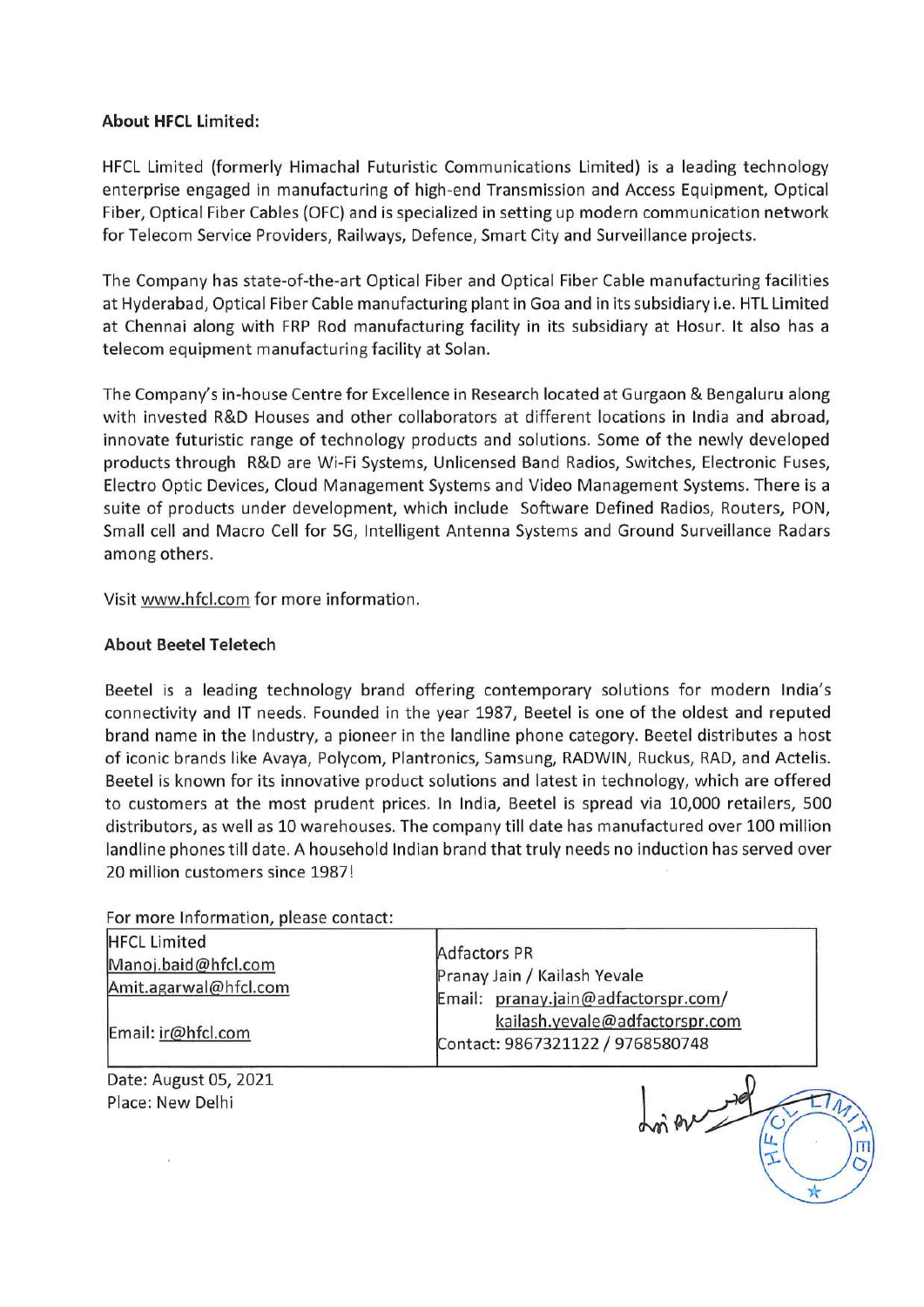**About HFCL Limited:**

HFCL Limited (formerly Himachal Futuristic Communications Limited) is a leading technology enterprise engaged in manufacturing of high-end Transmission and Access Equipment, Optical Fiber, Optical Fiber Cables (OFC) and is specialized in setting up modern communication network for Telecom Service Providers, Railways, Defence, Smart City and Surveillance projects.

The Company has state-of-the-art Optical Fiber and Optical Fiber Cable manufacturing facilities at Hyderabad, Optical Fiber Cable manufacturing plant in Goa and in its subsidiary i.e. HTL Limited at Chennai along with FRP Rod manufacturing facility in its subsidiary at Hosur. It also has a telecom equipment manufacturing facility at Solan.

The Company's in-house Centre for Excellence in Research located at Gurgaon & Bengaluru along with invested R&D Houses and other collaborators at different locations in India and abroad, innovate futuristic range of technology products and solutions. Some of the newly developed products through R&D are Wi-Fi Systems, Unlicensed Band Radios, Switches, Electronic Fuses, Electro Optic Devices, Cloud Management Systems and Video Management Systems. There is a suite of products under development, which include Software Defined Radios, Routers, PON, Small cell and Macro Cell for 5G, Intelligent Antenna Systems and Ground Surveillance Radars among others.

Visit www.hfcl.com for more information.

**About Beetel Teletech**

Beetel is a leading technology brand offering contemporary solutions for modern India's connectivity and IT needs. Founded in the year 1987, Beetel is one of the oldest and reputed brand name in the Industry, a pioneer in the landline phone category. Beetel distributes a host of iconic brands like Avaya, Polycom, Plantronics, Samsung, RADWIN, Ruckus, RAD, and Actelis. Beetel is known for its innovative product solutions and latest in technology, which are offered to customers at the most prudent prices. In India, Beetel is spread via 10,000 retailers, 500 distributors, as well as 10 warehouses. The company till date has manufactured over 100 million landline phones till date. A household Indian brand that truly needs no induction has served over 20 million customers since 1987!

For more Information, please contact:

| | |
|---|---|
| HFCL Limited<br>Manoj.baid@hfcl.com<br>Amit.agarwal@hfcl.com<br><br>Email: ir@hfcl.com | Adfactors PR<br>Pranay Jain / Kailash Yevale<br>Email: pranay.jain@adfactorspr.com/<br>kailash.yevale@adfactorspr.com<br>Contact: 9867321122 / 9768580748 |

Date: August 05, 2021
Place: New Delhi